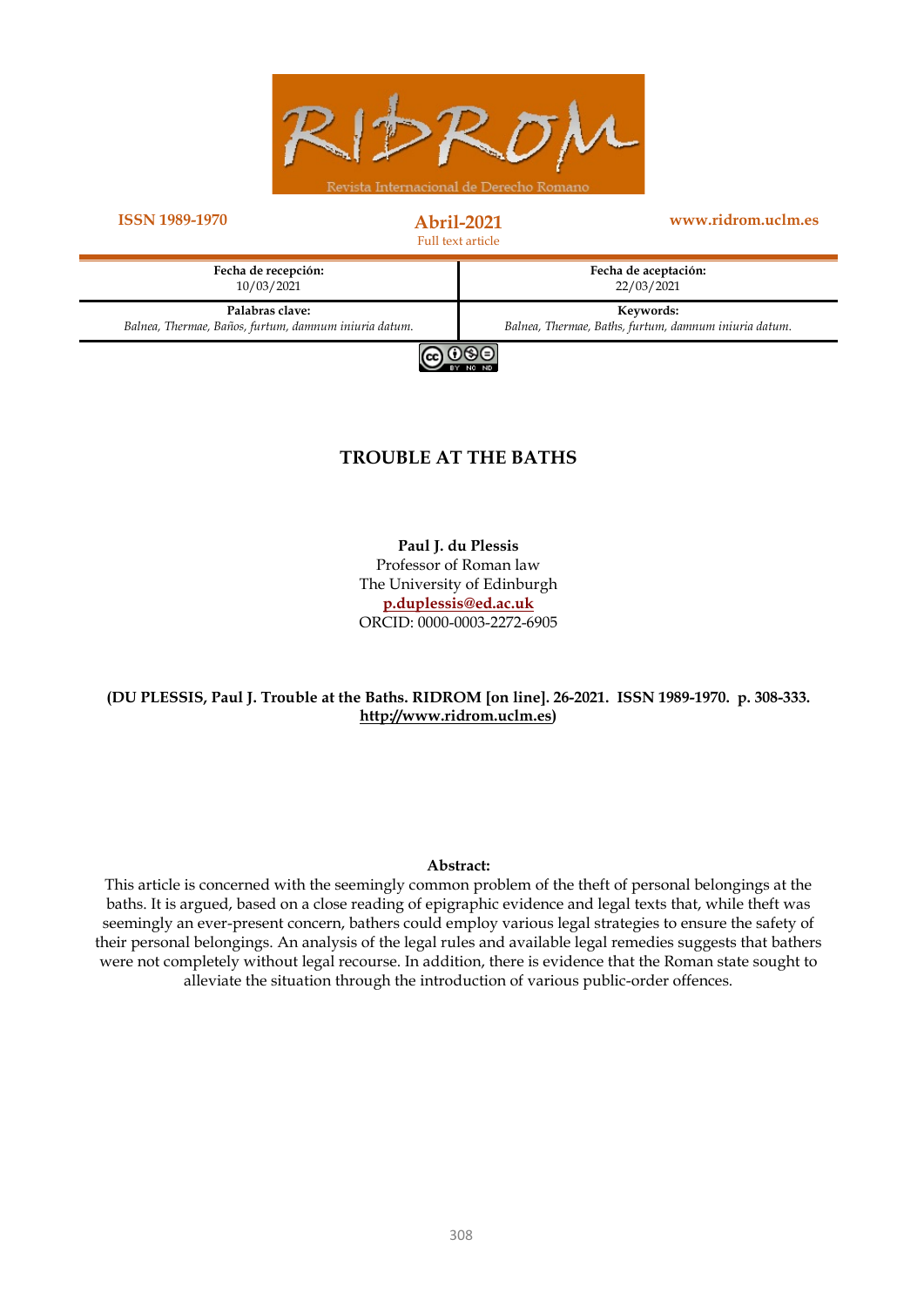ISSN 1989-1970

Abril-2021
Full text article

www.ridrom.uclm.es

| Fecha de recepción: 10/03/2021 | Fecha de aceptación: 22/03/2021 |
| --- | --- |
| **Palabras clave:** *Balnea, Thermae, Baños, furtum, damnum iniuria datum.* | **Keywords:** *Balnea, Thermae, Baths, furtum, damnum iniuria datum.* |

# TROUBLE AT THE BATHS

**Paul J. du Plessis**
Professor of Roman law
The University of Edinburgh
**p.duplessis@ed.ac.uk**
ORCID: 0000-0003-2272-6905

**(DU PLESSIS, Paul J. Trouble at the Baths. RIDROM [on line]. 26-2021. ISSN 1989-1970. p. 308-333. http://www.ridrom.uclm.es)**

**Abstract:**

This article is concerned with the seemingly common problem of the theft of personal belongings at the baths. It is argued, based on a close reading of epigraphic evidence and legal texts that, while theft was seemingly an ever-present concern, bathers could employ various legal strategies to ensure the safety of their personal belongings. An analysis of the legal rules and available legal remedies suggests that bathers were not completely without legal recourse. In addition, there is evidence that the Roman state sought to alleviate the situation through the introduction of various public-order offences.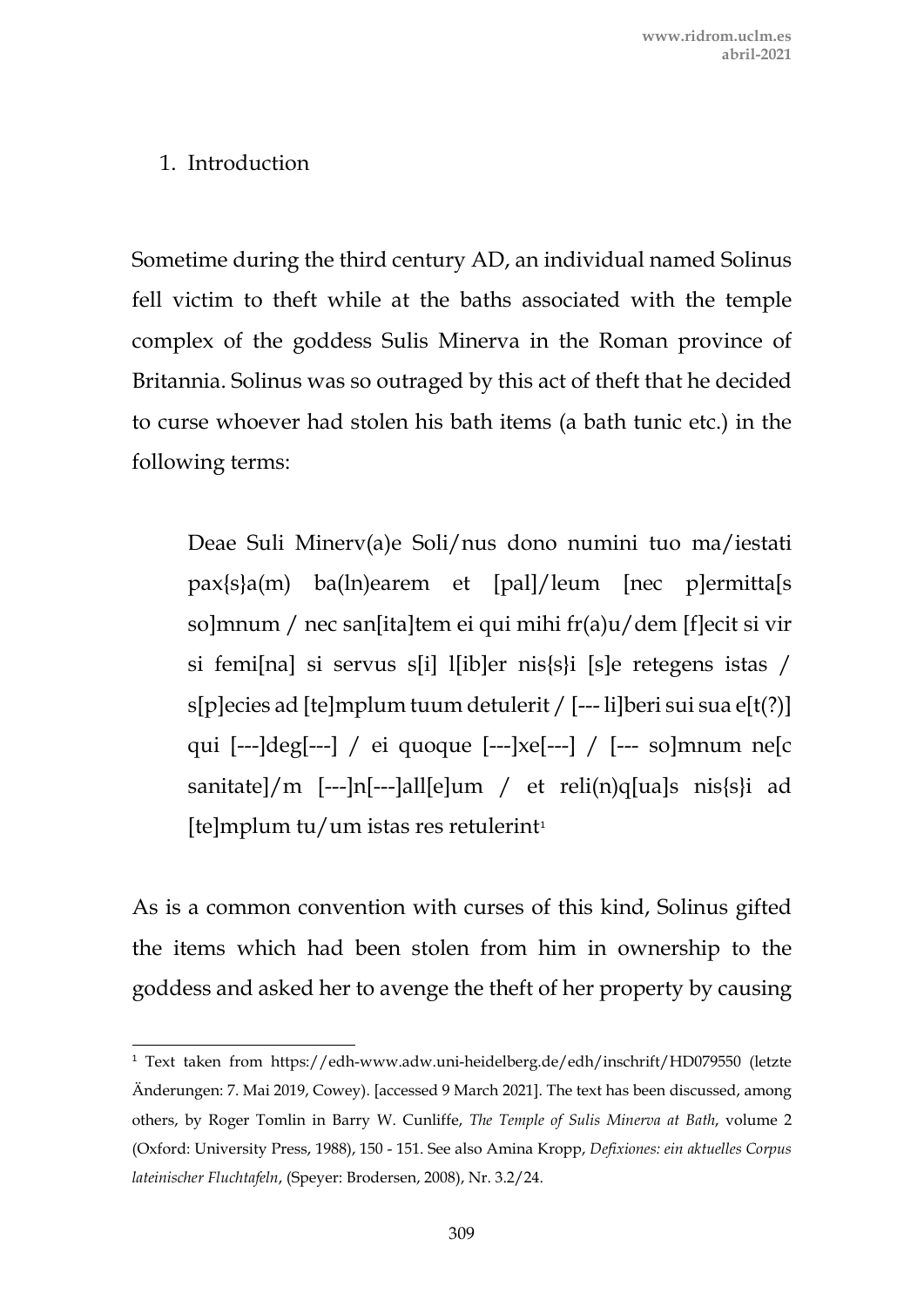1. Introduction

Sometime during the third century AD, an individual named Solinus fell victim to theft while at the baths associated with the temple complex of the goddess Sulis Minerva in the Roman province of Britannia. Solinus was so outraged by this act of theft that he decided to curse whoever had stolen his bath items (a bath tunic etc.) in the following terms:

> Deae Suli Minerv(a)e Soli/nus dono numini tuo ma/iestati pax{s}a(m) ba(ln)earem et [pal]/leum [nec p]ermitta[s so]mnum / nec san[ita]tem ei qui mihi fr(a)u/dem [f]ecit si vir si femi[na] si servus s[i] l[ib]er nis{s}i [s]e retegens istas / s[p]ecies ad [te]mplum tuum detulerit / [--- li]beri sui sua e[t(?)] qui [---]deg[---] / ei quoque [---]xe[---] / [--- so]mnum ne[c sanitate]/m [---]n[---]all[e]um / et reli(n)q[ua]s nis{s}i ad [te]mplum tu/um istas res retulerint[1]

As is a common convention with curses of this kind, Solinus gifted the items which had been stolen from him in ownership to the goddess and asked her to avenge the theft of her property by causing

[1] Text taken from https://edh-www.adw.uni-heidelberg.de/edh/inschrift/HD079550 (letzte Änderungen: 7. Mai 2019, Cowey). [accessed 9 March 2021]. The text has been discussed, among others, by Roger Tomlin in Barry W. Cunliffe, *The Temple of Sulis Minerva at Bath*, volume 2 (Oxford: University Press, 1988), 150 - 151. See also Amina Kropp, *Defixiones: ein aktuelles Corpus lateinischer Fluchtafeln*, (Speyer: Brodersen, 2008), Nr. 3.2/24.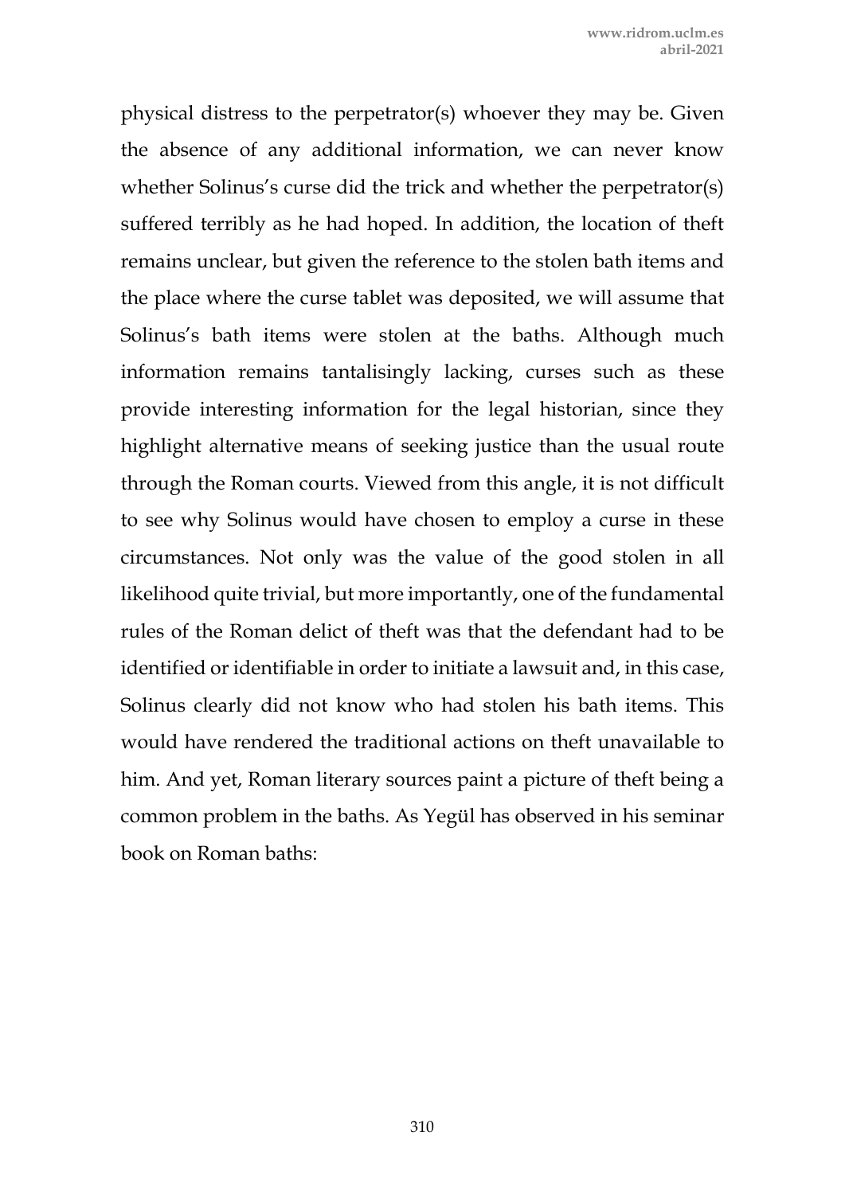physical distress to the perpetrator(s) whoever they may be. Given the absence of any additional information, we can never know whether Solinus's curse did the trick and whether the perpetrator(s) suffered terribly as he had hoped. In addition, the location of theft remains unclear, but given the reference to the stolen bath items and the place where the curse tablet was deposited, we will assume that Solinus's bath items were stolen at the baths. Although much information remains tantalisingly lacking, curses such as these provide interesting information for the legal historian, since they highlight alternative means of seeking justice than the usual route through the Roman courts. Viewed from this angle, it is not difficult to see why Solinus would have chosen to employ a curse in these circumstances. Not only was the value of the good stolen in all likelihood quite trivial, but more importantly, one of the fundamental rules of the Roman delict of theft was that the defendant had to be identified or identifiable in order to initiate a lawsuit and, in this case, Solinus clearly did not know who had stolen his bath items. This would have rendered the traditional actions on theft unavailable to him. And yet, Roman literary sources paint a picture of theft being a common problem in the baths. As Yegül has observed in his seminar book on Roman baths: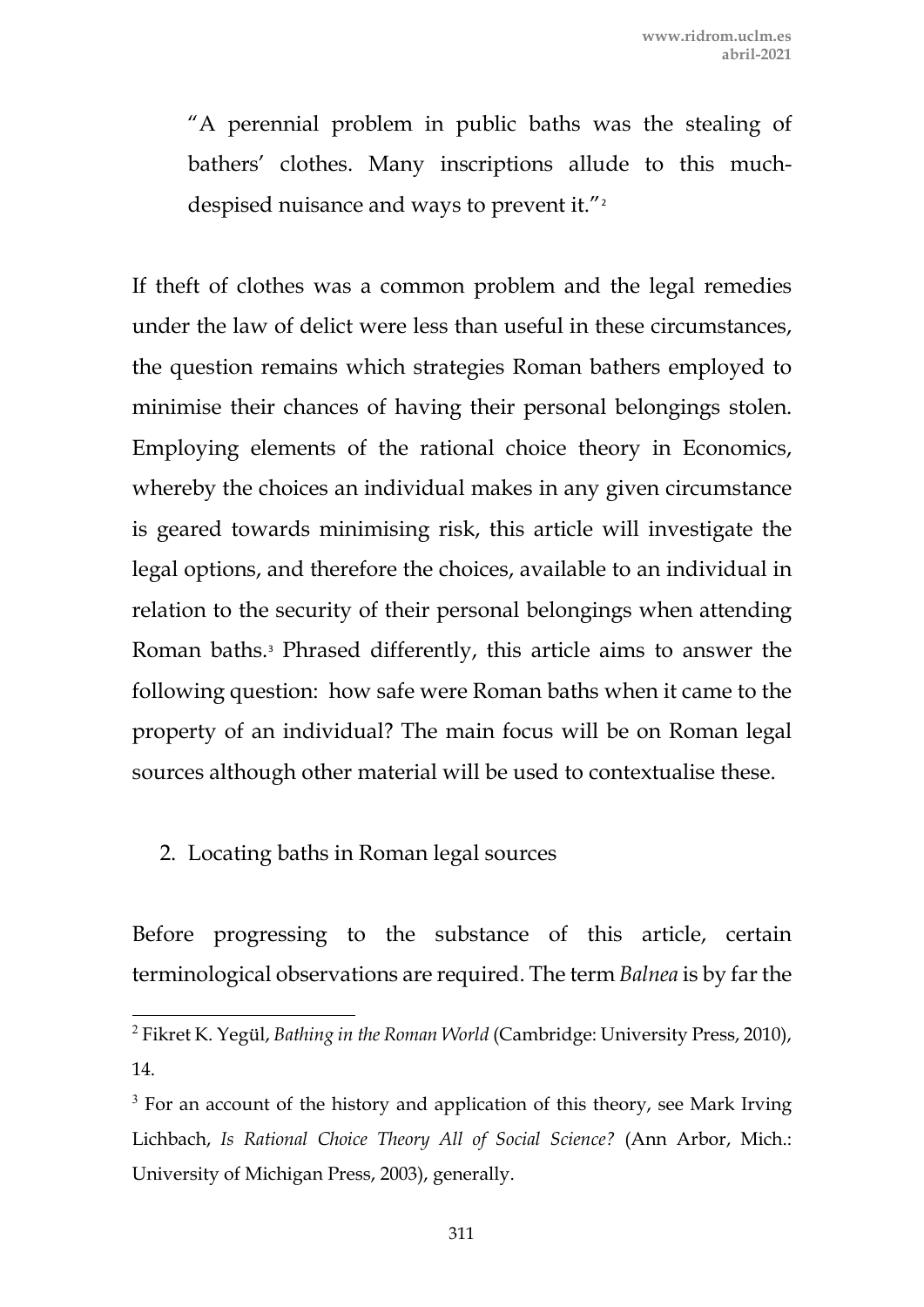"A perennial problem in public baths was the stealing of bathers' clothes. Many inscriptions allude to this much-despised nuisance and ways to prevent it."[2]

If theft of clothes was a common problem and the legal remedies under the law of delict were less than useful in these circumstances, the question remains which strategies Roman bathers employed to minimise their chances of having their personal belongings stolen. Employing elements of the rational choice theory in Economics, whereby the choices an individual makes in any given circumstance is geared towards minimising risk, this article will investigate the legal options, and therefore the choices, available to an individual in relation to the security of their personal belongings when attending Roman baths.[3] Phrased differently, this article aims to answer the following question: how safe were Roman baths when it came to the property of an individual? The main focus will be on Roman legal sources although other material will be used to contextualise these.

## 2. Locating baths in Roman legal sources

Before progressing to the substance of this article, certain terminological observations are required. The term *Balnea* is by far the

---

[2] Fikret K. Yegül, *Bathing in the Roman World* (Cambridge: University Press, 2010), 14.

[3] For an account of the history and application of this theory, see Mark Irving Lichbach, *Is Rational Choice Theory All of Social Science?* (Ann Arbor, Mich.: University of Michigan Press, 2003), generally.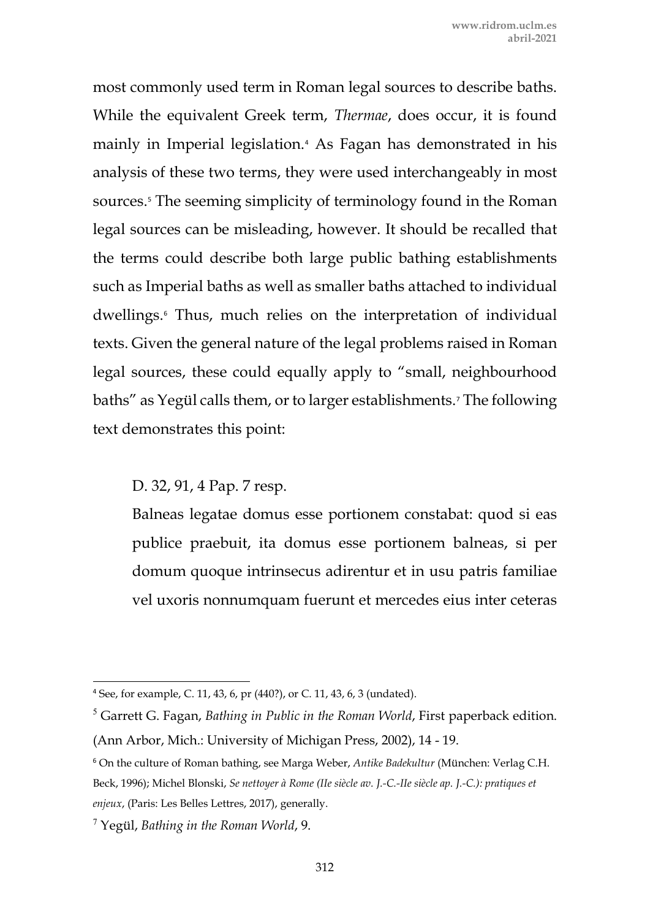most commonly used term in Roman legal sources to describe baths. While the equivalent Greek term, *Thermae*, does occur, it is found mainly in Imperial legislation.[4] As Fagan has demonstrated in his analysis of these two terms, they were used interchangeably in most sources.[5] The seeming simplicity of terminology found in the Roman legal sources can be misleading, however. It should be recalled that the terms could describe both large public bathing establishments such as Imperial baths as well as smaller baths attached to individual dwellings.[6] Thus, much relies on the interpretation of individual texts. Given the general nature of the legal problems raised in Roman legal sources, these could equally apply to "small, neighbourhood baths" as Yegül calls them, or to larger establishments.[7] The following text demonstrates this point:

> D. 32, 91, 4 Pap. 7 resp.
>
> Balneas legatae domus esse portionem constabat: quod si eas publice praebuit, ita domus esse portionem balneas, si per domum quoque intrinsecus adirentur et in usu patris familiae vel uxoris nonnumquam fuerunt et mercedes eius inter ceteras

---

[4] See, for example, C. 11, 43, 6, pr (440?), or C. 11, 43, 6, 3 (undated).

[5] Garrett G. Fagan, *Bathing in Public in the Roman World*, First paperback edition. (Ann Arbor, Mich.: University of Michigan Press, 2002), 14 - 19.

[6] On the culture of Roman bathing, see Marga Weber, *Antike Badekultur* (München: Verlag C.H. Beck, 1996); Michel Blonski, *Se nettoyer à Rome (IIe siècle av. J.-C.-IIe siècle ap. J.-C.): pratiques et enjeux*, (Paris: Les Belles Lettres, 2017), generally.

[7] Yegül, *Bathing in the Roman World*, 9.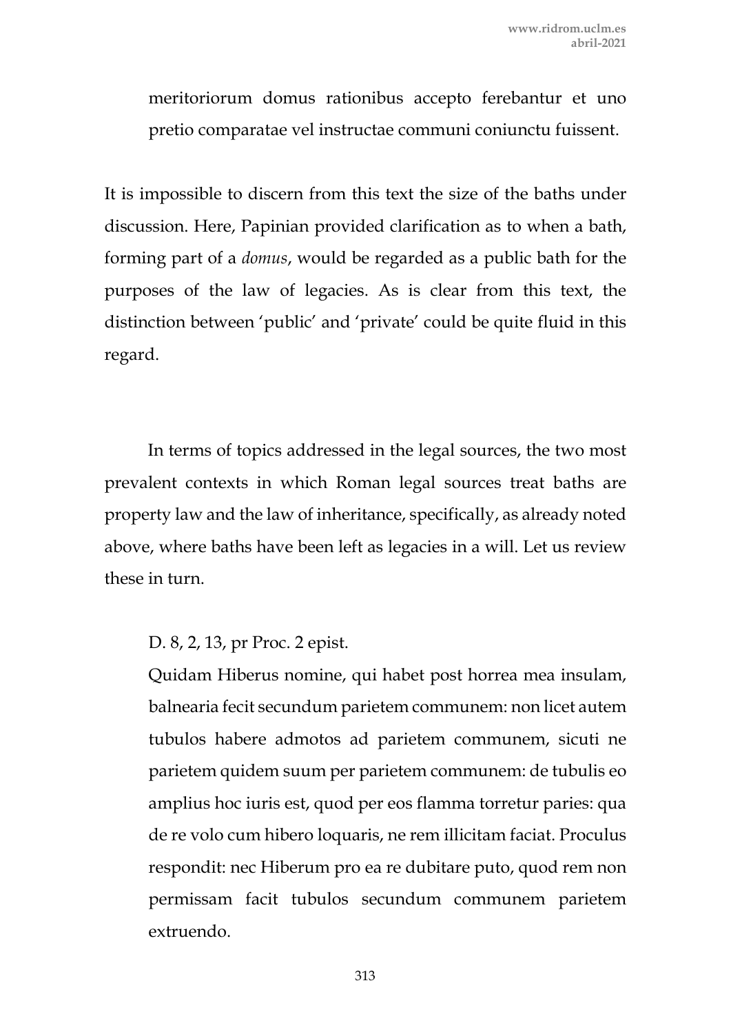meritoriorum domus rationibus accepto ferebantur et uno pretio comparatae vel instructae communi coniunctu fuissent.

It is impossible to discern from this text the size of the baths under discussion. Here, Papinian provided clarification as to when a bath, forming part of a *domus*, would be regarded as a public bath for the purposes of the law of legacies. As is clear from this text, the distinction between 'public' and 'private' could be quite fluid in this regard.

In terms of topics addressed in the legal sources, the two most prevalent contexts in which Roman legal sources treat baths are property law and the law of inheritance, specifically, as already noted above, where baths have been left as legacies in a will. Let us review these in turn.

D. 8, 2, 13, pr Proc. 2 epist.

Quidam Hiberus nomine, qui habet post horrea mea insulam, balnearia fecit secundum parietem communem: non licet autem tubulos habere admotos ad parietem communem, sicuti ne parietem quidem suum per parietem communem: de tubulis eo amplius hoc iuris est, quod per eos flamma torretur paries: qua de re volo cum hibero loquaris, ne rem illicitam faciat. Proculus respondit: nec Hiberum pro ea re dubitare puto, quod rem non permissam facit tubulos secundum communem parietem extruendo.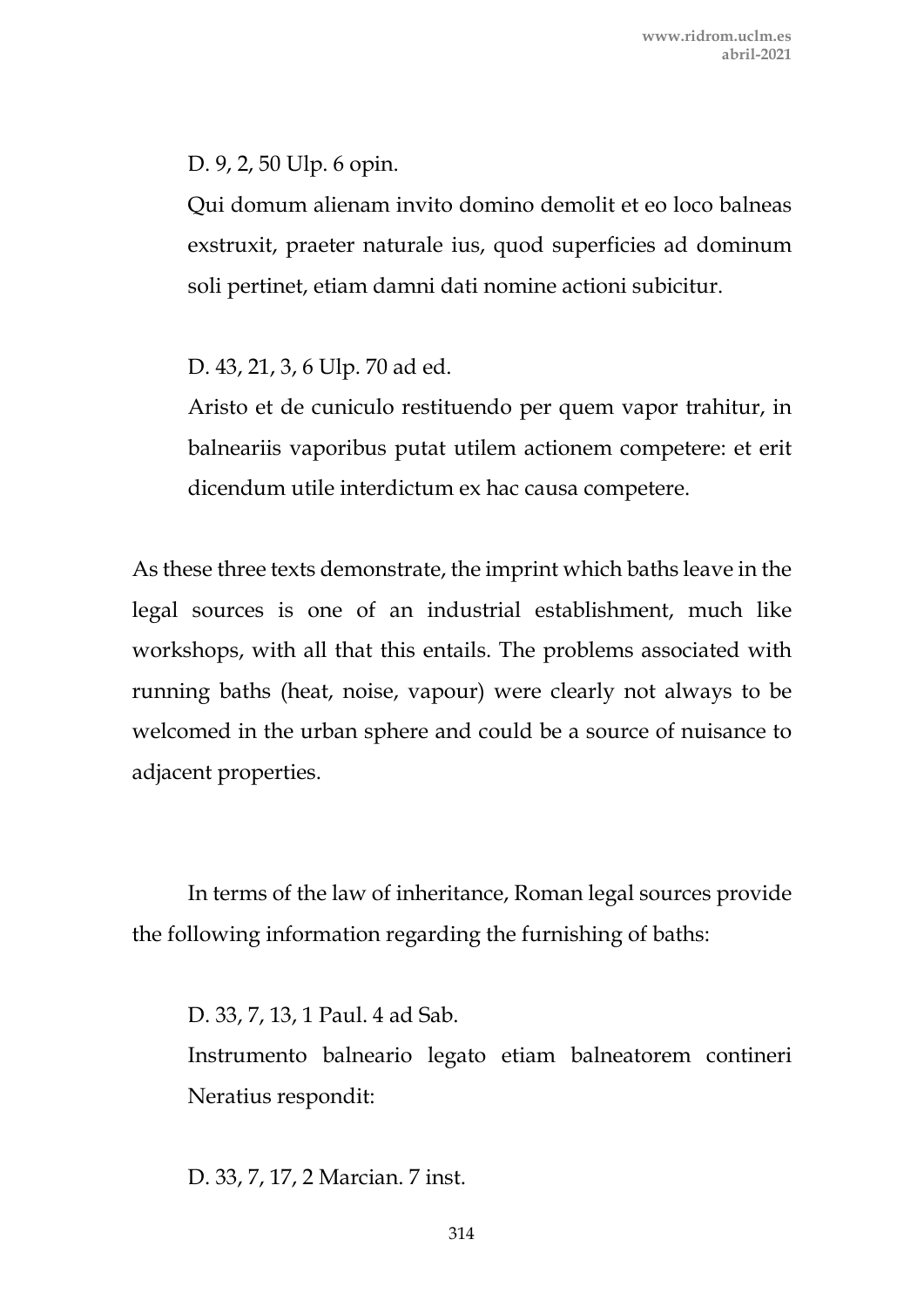D. 9, 2, 50 Ulp. 6 opin.

Qui domum alienam invito domino demolit et eo loco balneas exstruxit, praeter naturale ius, quod superficies ad dominum soli pertinet, etiam damni dati nomine actioni subicitur.

D. 43, 21, 3, 6 Ulp. 70 ad ed.

Aristo et de cuniculo restituendo per quem vapor trahitur, in balneariis vaporibus putat utilem actionem competere: et erit dicendum utile interdictum ex hac causa competere.

As these three texts demonstrate, the imprint which baths leave in the legal sources is one of an industrial establishment, much like workshops, with all that this entails. The problems associated with running baths (heat, noise, vapour) were clearly not always to be welcomed in the urban sphere and could be a source of nuisance to adjacent properties.

In terms of the law of inheritance, Roman legal sources provide the following information regarding the furnishing of baths:

D. 33, 7, 13, 1 Paul. 4 ad Sab.

Instrumento balneario legato etiam balneatorem contineri Neratius respondit:

D. 33, 7, 17, 2 Marcian. 7 inst.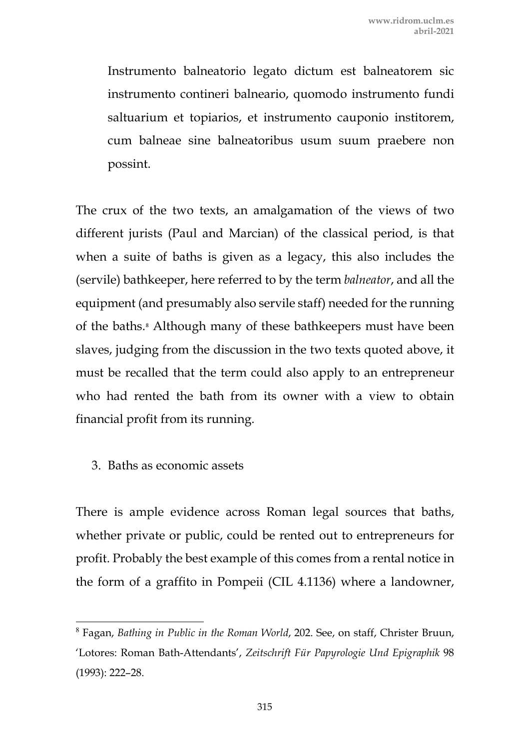Instrumento balneatorio legato dictum est balneatorem sic instrumento contineri balneario, quomodo instrumento fundi saltuarium et topiarios, et instrumento cauponio institorem, cum balneae sine balneatoribus usum suum praebere non possint.

The crux of the two texts, an amalgamation of the views of two different jurists (Paul and Marcian) of the classical period, is that when a suite of baths is given as a legacy, this also includes the (servile) bathkeeper, here referred to by the term *balneator*, and all the equipment (and presumably also servile staff) needed for the running of the baths.[8] Although many of these bathkeepers must have been slaves, judging from the discussion in the two texts quoted above, it must be recalled that the term could also apply to an entrepreneur who had rented the bath from its owner with a view to obtain financial profit from its running.

3. Baths as economic assets

There is ample evidence across Roman legal sources that baths, whether private or public, could be rented out to entrepreneurs for profit. Probably the best example of this comes from a rental notice in the form of a graffito in Pompeii (CIL 4.1136) where a landowner,

[8] Fagan, *Bathing in Public in the Roman World*, 202. See, on staff, Christer Bruun, 'Lotores: Roman Bath-Attendants', *Zeitschrift Für Papyrologie Und Epigraphik* 98 (1993): 222–28.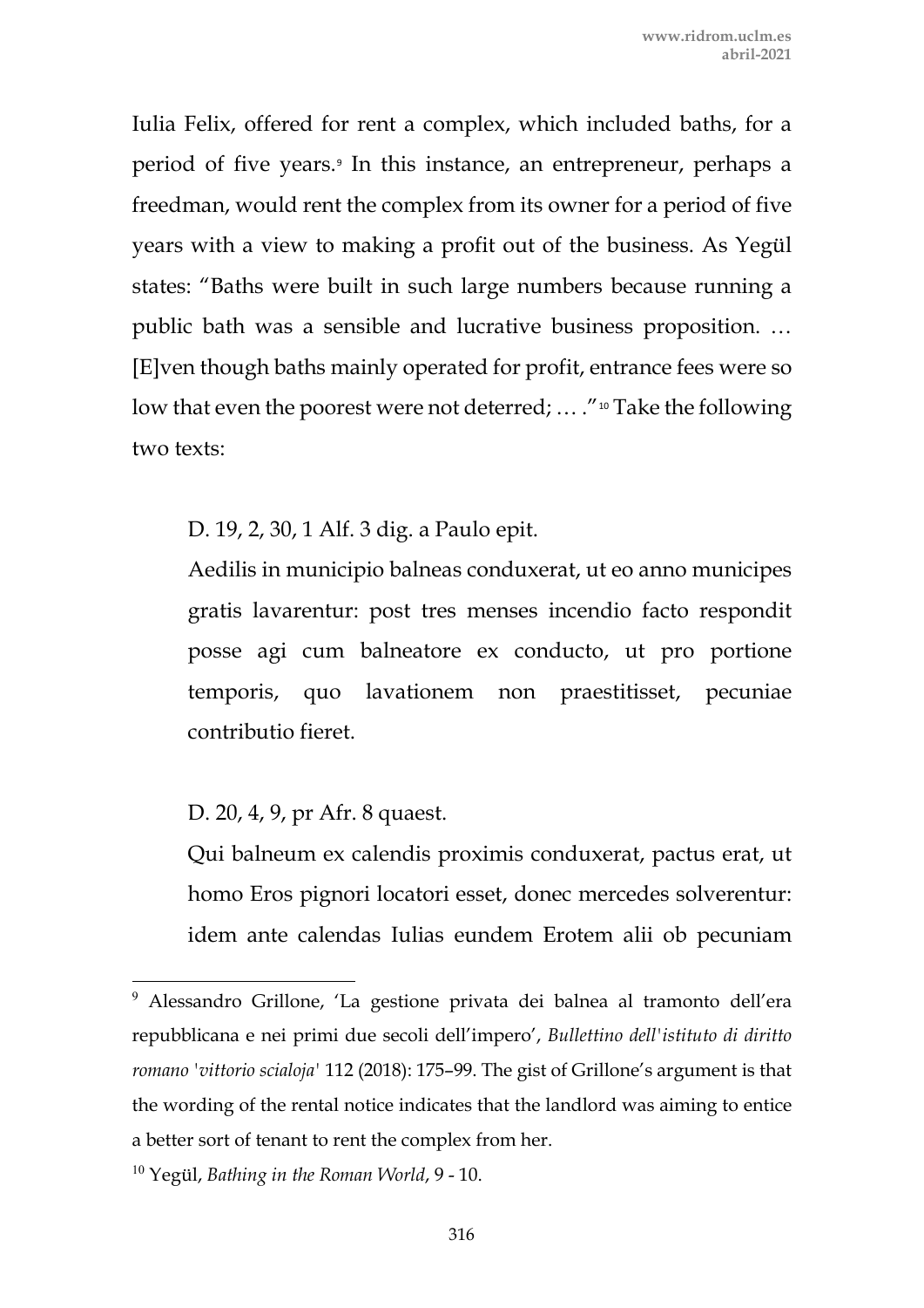Iulia Felix, offered for rent a complex, which included baths, for a period of five years.[9] In this instance, an entrepreneur, perhaps a freedman, would rent the complex from its owner for a period of five years with a view to making a profit out of the business. As Yegül states: "Baths were built in such large numbers because running a public bath was a sensible and lucrative business proposition. … [E]ven though baths mainly operated for profit, entrance fees were so low that even the poorest were not deterred; … ."[10] Take the following two texts:

> D. 19, 2, 30, 1 Alf. 3 dig. a Paulo epit.
>
> Aedilis in municipio balneas conduxerat, ut eo anno municipes gratis lavarentur: post tres menses incendio facto respondit posse agi cum balneatore ex conducto, ut pro portione temporis, quo lavationem non praestitisset, pecuniae contributio fieret.

> D. 20, 4, 9, pr Afr. 8 quaest.
>
> Qui balneum ex calendis proximis conduxerat, pactus erat, ut homo Eros pignori locatori esset, donec mercedes solverentur: idem ante calendas Iulias eundem Erotem alii ob pecuniam

---

[9] Alessandro Grillone, 'La gestione privata dei balnea al tramonto dell'era repubblicana e nei primi due secoli dell'impero', *Bullettino dell'istituto di diritto romano 'vittorio scialoja'* 112 (2018): 175–99. The gist of Grillone's argument is that the wording of the rental notice indicates that the landlord was aiming to entice a better sort of tenant to rent the complex from her.

[10] Yegül, *Bathing in the Roman World*, 9 - 10.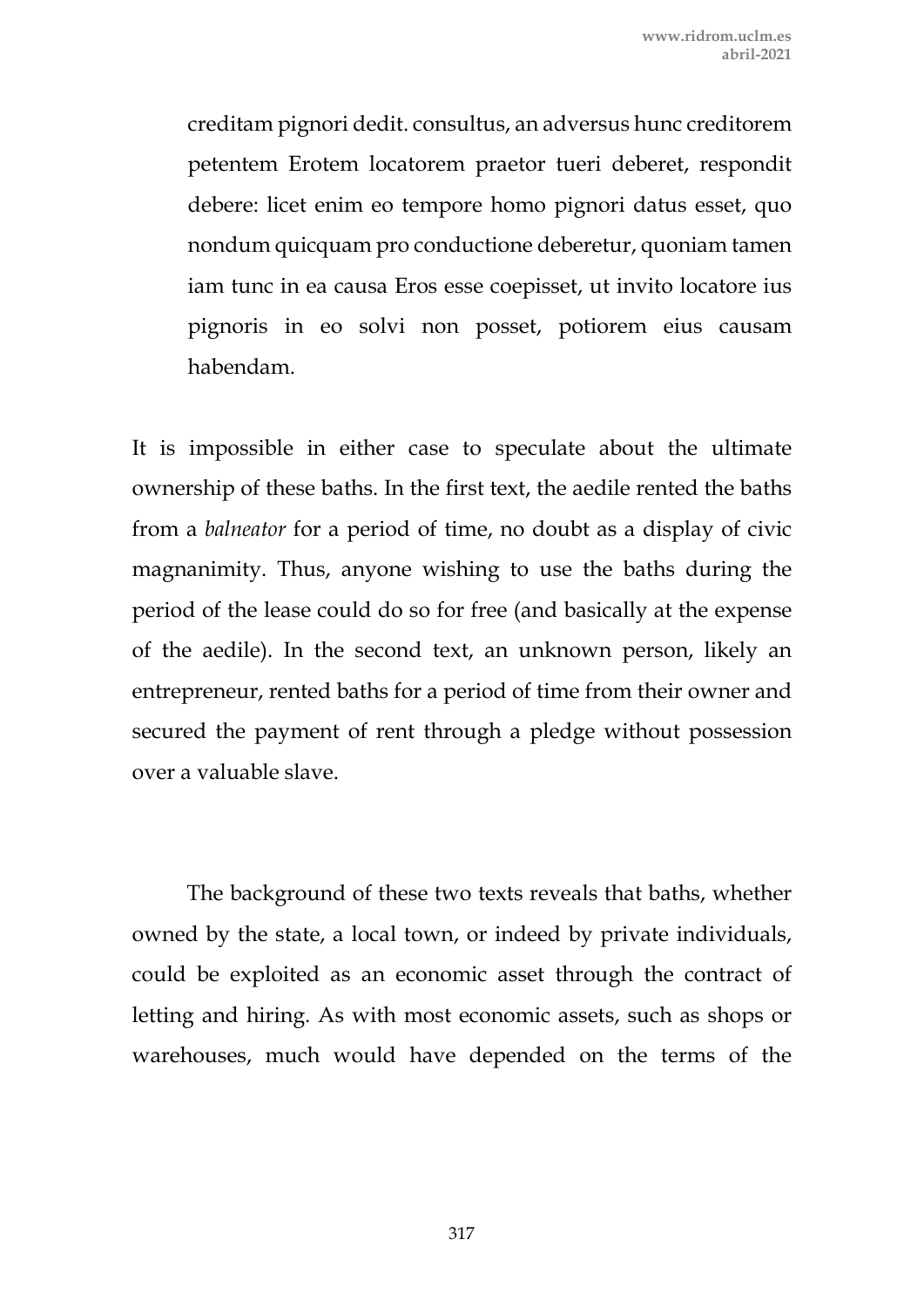> creditam pignori dedit. consultus, an adversus hunc creditorem petentem Erotem locatorem praetor tueri deberet, respondit debere: licet enim eo tempore homo pignori datus esset, quo nondum quicquam pro conductione deberetur, quoniam tamen iam tunc in ea causa Eros esse coepisset, ut invito locatore ius pignoris in eo solvi non posset, potiorem eius causam habendam.

It is impossible in either case to speculate about the ultimate ownership of these baths. In the first text, the aedile rented the baths from a *balneator* for a period of time, no doubt as a display of civic magnanimity. Thus, anyone wishing to use the baths during the period of the lease could do so for free (and basically at the expense of the aedile). In the second text, an unknown person, likely an entrepreneur, rented baths for a period of time from their owner and secured the payment of rent through a pledge without possession over a valuable slave.

The background of these two texts reveals that baths, whether owned by the state, a local town, or indeed by private individuals, could be exploited as an economic asset through the contract of letting and hiring. As with most economic assets, such as shops or warehouses, much would have depended on the terms of the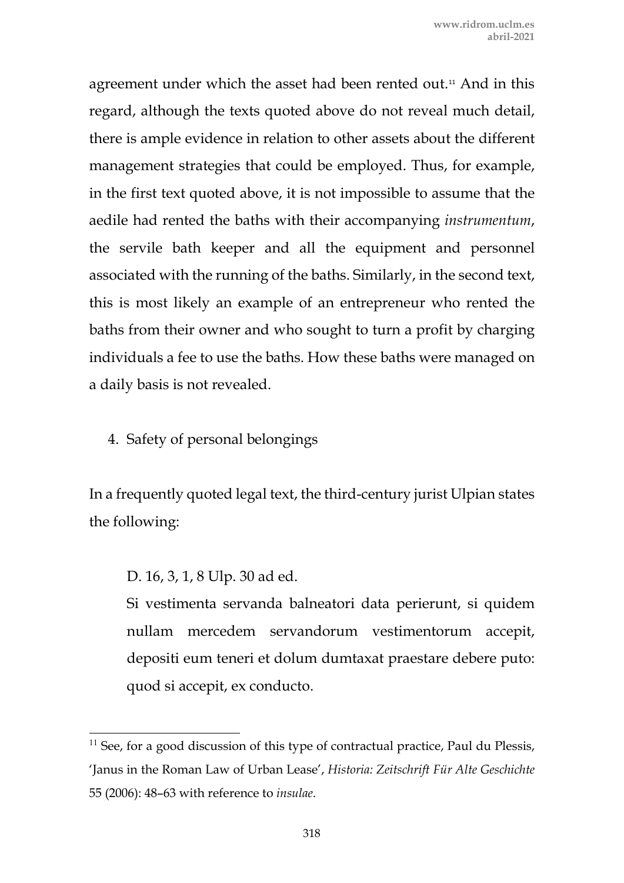agreement under which the asset had been rented out.[11] And in this regard, although the texts quoted above do not reveal much detail, there is ample evidence in relation to other assets about the different management strategies that could be employed. Thus, for example, in the first text quoted above, it is not impossible to assume that the aedile had rented the baths with their accompanying *instrumentum*, the servile bath keeper and all the equipment and personnel associated with the running of the baths. Similarly, in the second text, this is most likely an example of an entrepreneur who rented the baths from their owner and who sought to turn a profit by charging individuals a fee to use the baths. How these baths were managed on a daily basis is not revealed.

4. Safety of personal belongings

In a frequently quoted legal text, the third-century jurist Ulpian states the following:

> D. 16, 3, 1, 8 Ulp. 30 ad ed.
>
> Si vestimenta servanda balneatori data perierunt, si quidem nullam mercedem servandorum vestimentorum accepit, depositi eum teneri et dolum dumtaxat praestare debere puto: quod si accepit, ex conducto.

[11] See, for a good discussion of this type of contractual practice, Paul du Plessis, 'Janus in the Roman Law of Urban Lease', *Historia: Zeitschrift Für Alte Geschichte* 55 (2006): 48–63 with reference to *insulae*.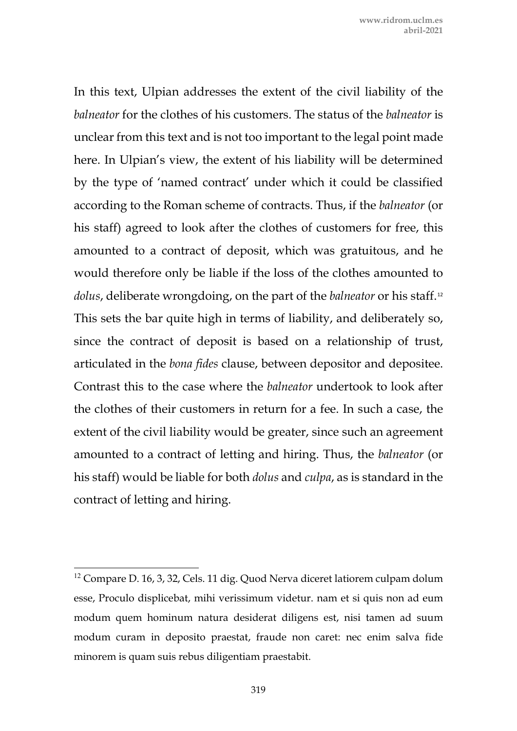In this text, Ulpian addresses the extent of the civil liability of the *balneator* for the clothes of his customers. The status of the *balneator* is unclear from this text and is not too important to the legal point made here. In Ulpian's view, the extent of his liability will be determined by the type of 'named contract' under which it could be classified according to the Roman scheme of contracts. Thus, if the *balneator* (or his staff) agreed to look after the clothes of customers for free, this amounted to a contract of deposit, which was gratuitous, and he would therefore only be liable if the loss of the clothes amounted to *dolus*, deliberate wrongdoing, on the part of the *balneator* or his staff.[12] This sets the bar quite high in terms of liability, and deliberately so, since the contract of deposit is based on a relationship of trust, articulated in the *bona fides* clause, between depositor and depositee. Contrast this to the case where the *balneator* undertook to look after the clothes of their customers in return for a fee. In such a case, the extent of the civil liability would be greater, since such an agreement amounted to a contract of letting and hiring. Thus, the *balneator* (or his staff) would be liable for both *dolus* and *culpa*, as is standard in the contract of letting and hiring.

---

[12] Compare D. 16, 3, 32, Cels. 11 dig. Quod Nerva diceret latiorem culpam dolum esse, Proculo displicebat, mihi verissimum videtur. nam et si quis non ad eum modum quem hominum natura desiderat diligens est, nisi tamen ad suum modum curam in deposito praestat, fraude non caret: nec enim salva fide minorem is quam suis rebus diligentiam praestabit.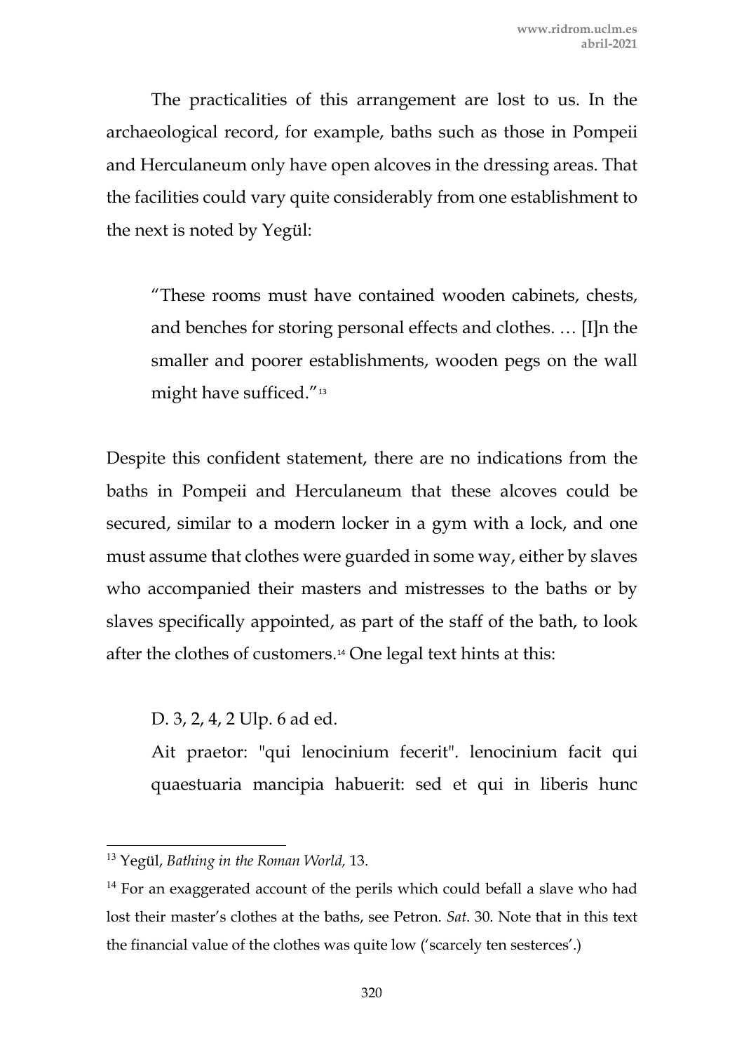The practicalities of this arrangement are lost to us. In the archaeological record, for example, baths such as those in Pompeii and Herculaneum only have open alcoves in the dressing areas. That the facilities could vary quite considerably from one establishment to the next is noted by Yegül:

> "These rooms must have contained wooden cabinets, chests, and benches for storing personal effects and clothes. … [I]n the smaller and poorer establishments, wooden pegs on the wall might have sufficed."[13]

Despite this confident statement, there are no indications from the baths in Pompeii and Herculaneum that these alcoves could be secured, similar to a modern locker in a gym with a lock, and one must assume that clothes were guarded in some way, either by slaves who accompanied their masters and mistresses to the baths or by slaves specifically appointed, as part of the staff of the bath, to look after the clothes of customers.[14] One legal text hints at this:

> D. 3, 2, 4, 2 Ulp. 6 ad ed.
>
> Ait praetor: "qui lenocinium fecerit". lenocinium facit qui quaestuaria mancipia habuerit: sed et qui in liberis hunc

---

[13] Yegül, *Bathing in the Roman World,* 13.

[14] For an exaggerated account of the perils which could befall a slave who had lost their master's clothes at the baths, see Petron. *Sat*. 30. Note that in this text the financial value of the clothes was quite low ('scarcely ten sesterces'.)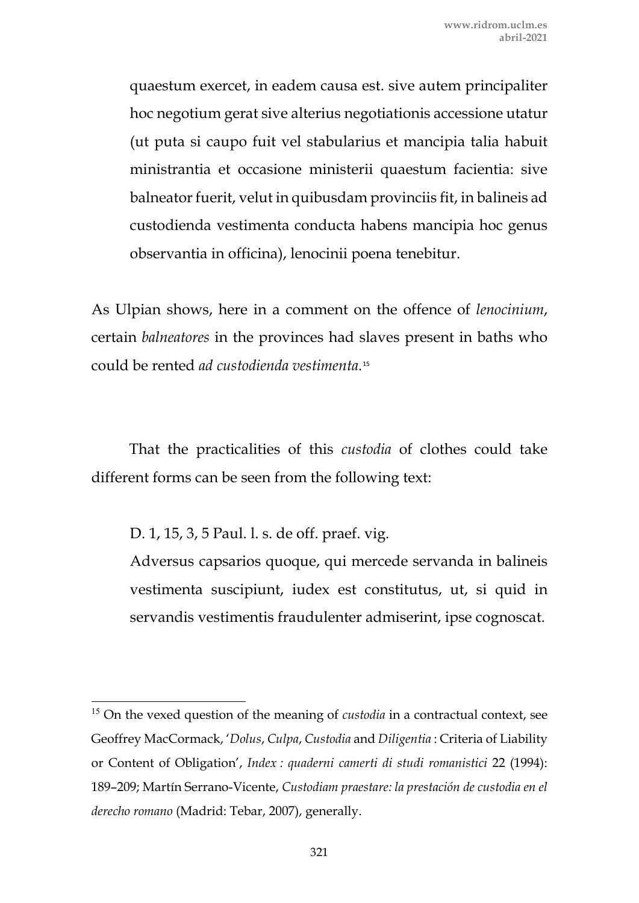quaestum exercet, in eadem causa est. sive autem principaliter hoc negotium gerat sive alterius negotiationis accessione utatur (ut puta si caupo fuit vel stabularius et mancipia talia habuit ministrantia et occasione ministerii quaestum facientia: sive balneator fuerit, velut in quibusdam provinciis fit, in balineis ad custodienda vestimenta conducta habens mancipia hoc genus observantia in officina), lenocinii poena tenebitur.

As Ulpian shows, here in a comment on the offence of *lenocinium*, certain *balneatores* in the provinces had slaves present in baths who could be rented *ad custodienda vestimenta*.[15]

That the practicalities of this *custodia* of clothes could take different forms can be seen from the following text:

D. 1, 15, 3, 5 Paul. l. s. de off. praef. vig.
Adversus capsarios quoque, qui mercede servanda in balineis vestimenta suscipiunt, iudex est constitutus, ut, si quid in servandis vestimentis fraudulenter admiserint, ipse cognoscat.

---

[15] On the vexed question of the meaning of *custodia* in a contractual context, see Geoffrey MacCormack, '*Dolus*, *Culpa*, *Custodia* and *Diligentia* : Criteria of Liability or Content of Obligation', *Index : quaderni camerti di studi romanistici* 22 (1994): 189–209; Martín Serrano-Vicente, *Custodiam praestare: la prestación de custodia en el derecho romano* (Madrid: Tebar, 2007), generally.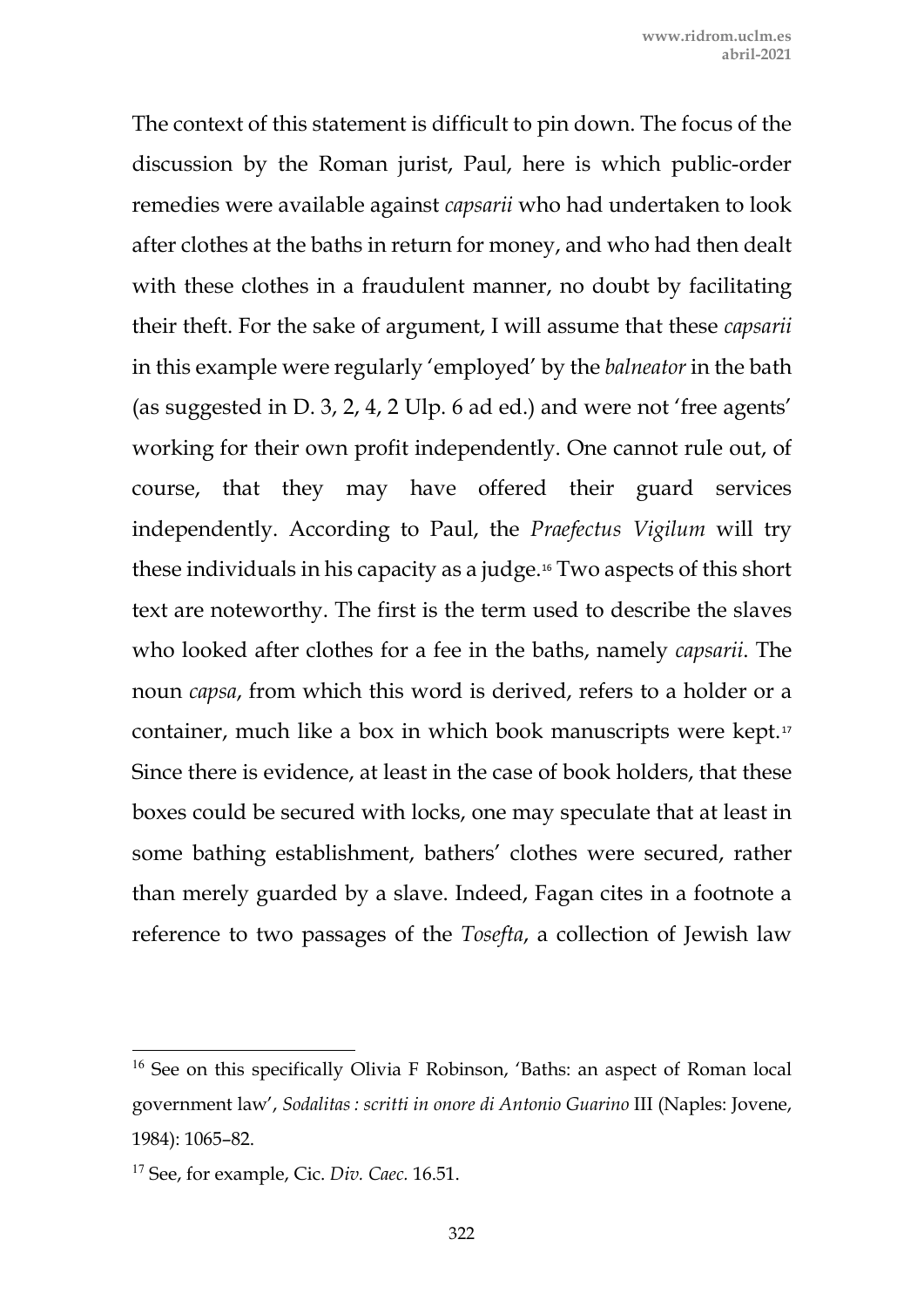The context of this statement is difficult to pin down. The focus of the discussion by the Roman jurist, Paul, here is which public-order remedies were available against *capsarii* who had undertaken to look after clothes at the baths in return for money, and who had then dealt with these clothes in a fraudulent manner, no doubt by facilitating their theft. For the sake of argument, I will assume that these *capsarii* in this example were regularly 'employed' by the *balneator* in the bath (as suggested in D. 3, 2, 4, 2 Ulp. 6 ad ed.) and were not 'free agents' working for their own profit independently. One cannot rule out, of course, that they may have offered their guard services independently. According to Paul, the *Praefectus Vigilum* will try these individuals in his capacity as a judge.[16] Two aspects of this short text are noteworthy. The first is the term used to describe the slaves who looked after clothes for a fee in the baths, namely *capsarii*. The noun *capsa*, from which this word is derived, refers to a holder or a container, much like a box in which book manuscripts were kept.[17] Since there is evidence, at least in the case of book holders, that these boxes could be secured with locks, one may speculate that at least in some bathing establishment, bathers' clothes were secured, rather than merely guarded by a slave. Indeed, Fagan cites in a footnote a reference to two passages of the *Tosefta*, a collection of Jewish law

---

[16] See on this specifically Olivia F Robinson, 'Baths: an aspect of Roman local government law', *Sodalitas : scritti in onore di Antonio Guarino* III (Naples: Jovene, 1984): 1065–82.

[17] See, for example, Cic. *Div. Caec.* 16.51.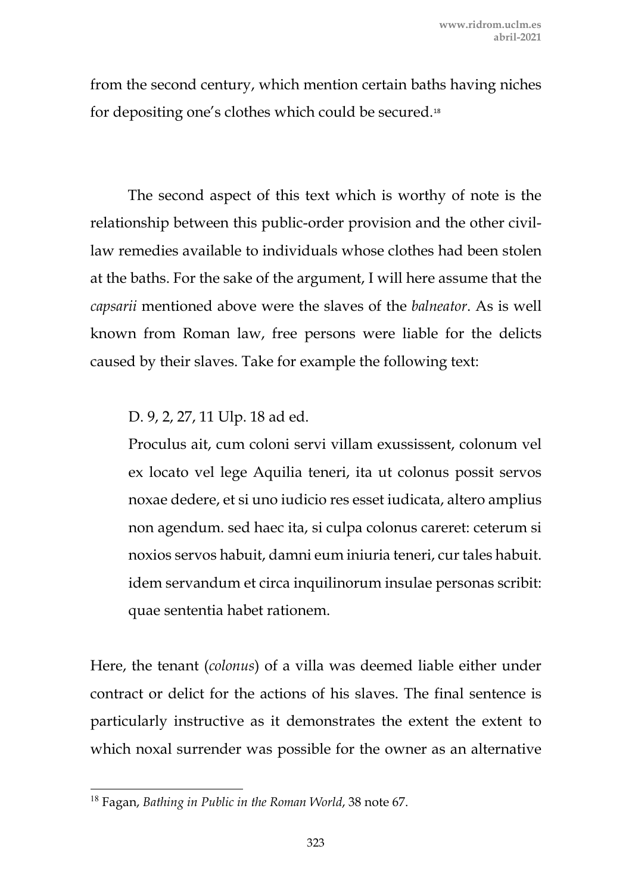from the second century, which mention certain baths having niches for depositing one's clothes which could be secured.[18]

The second aspect of this text which is worthy of note is the relationship between this public-order provision and the other civil-law remedies available to individuals whose clothes had been stolen at the baths. For the sake of the argument, I will here assume that the *capsarii* mentioned above were the slaves of the *balneator*. As is well known from Roman law, free persons were liable for the delicts caused by their slaves. Take for example the following text:

> D. 9, 2, 27, 11 Ulp. 18 ad ed.
>
> Proculus ait, cum coloni servi villam exussissent, colonum vel ex locato vel lege Aquilia teneri, ita ut colonus possit servos noxae dedere, et si uno iudicio res esset iudicata, altero amplius non agendum. sed haec ita, si culpa colonus careret: ceterum si noxios servos habuit, damni eum iniuria teneri, cur tales habuit. idem servandum et circa inquilinorum insulae personas scribit: quae sententia habet rationem.

Here, the tenant (*colonus*) of a villa was deemed liable either under contract or delict for the actions of his slaves. The final sentence is particularly instructive as it demonstrates the extent the extent to which noxal surrender was possible for the owner as an alternative

[18] Fagan, *Bathing in Public in the Roman World*, 38 note 67.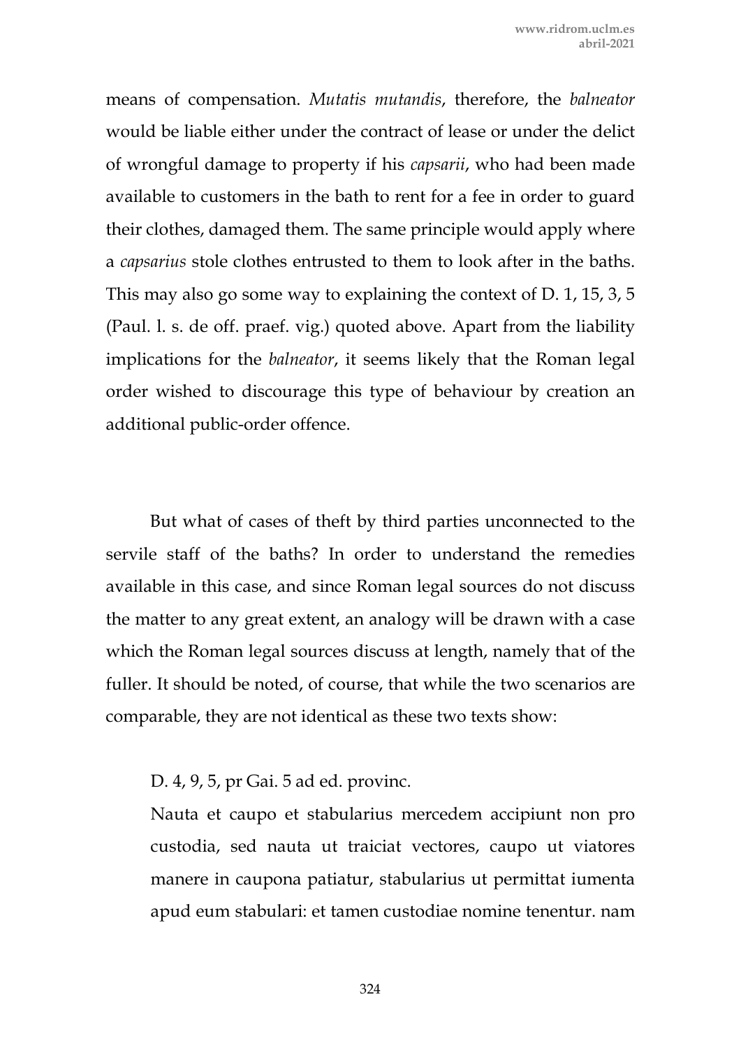means of compensation. *Mutatis mutandis*, therefore, the *balneator* would be liable either under the contract of lease or under the delict of wrongful damage to property if his *capsarii*, who had been made available to customers in the bath to rent for a fee in order to guard their clothes, damaged them. The same principle would apply where a *capsarius* stole clothes entrusted to them to look after in the baths. This may also go some way to explaining the context of D. 1, 15, 3, 5 (Paul. l. s. de off. praef. vig.) quoted above. Apart from the liability implications for the *balneator*, it seems likely that the Roman legal order wished to discourage this type of behaviour by creation an additional public-order offence.

But what of cases of theft by third parties unconnected to the servile staff of the baths? In order to understand the remedies available in this case, and since Roman legal sources do not discuss the matter to any great extent, an analogy will be drawn with a case which the Roman legal sources discuss at length, namely that of the fuller. It should be noted, of course, that while the two scenarios are comparable, they are not identical as these two texts show:

> D. 4, 9, 5, pr Gai. 5 ad ed. provinc.
>
> Nauta et caupo et stabularius mercedem accipiunt non pro custodia, sed nauta ut traiciat vectores, caupo ut viatores manere in caupona patiatur, stabularius ut permittat iumenta apud eum stabulari: et tamen custodiae nomine tenentur. nam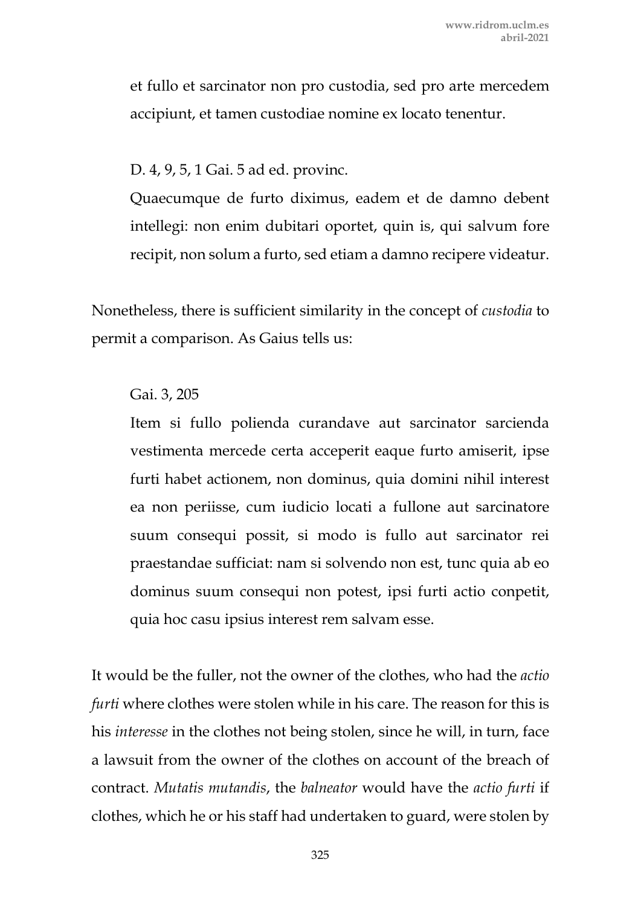et fullo et sarcinator non pro custodia, sed pro arte mercedem accipiunt, et tamen custodiae nomine ex locato tenentur.

D. 4, 9, 5, 1 Gai. 5 ad ed. provinc.

Quaecumque de furto diximus, eadem et de damno debent intellegi: non enim dubitari oportet, quin is, qui salvum fore recipit, non solum a furto, sed etiam a damno recipere videatur.

Nonetheless, there is sufficient similarity in the concept of *custodia* to permit a comparison. As Gaius tells us:

Gai. 3, 205

Item si fullo polienda curandave aut sarcinator sarcienda vestimenta mercede certa acceperit eaque furto amiserit, ipse furti habet actionem, non dominus, quia domini nihil interest ea non periisse, cum iudicio locati a fullone aut sarcinatore suum consequi possit, si modo is fullo aut sarcinator rei praestandae sufficiat: nam si solvendo non est, tunc quia ab eo dominus suum consequi non potest, ipsi furti actio conpetit, quia hoc casu ipsius interest rem salvam esse.

It would be the fuller, not the owner of the clothes, who had the *actio furti* where clothes were stolen while in his care. The reason for this is his *interesse* in the clothes not being stolen, since he will, in turn, face a lawsuit from the owner of the clothes on account of the breach of contract. *Mutatis mutandis*, the *balneator* would have the *actio furti* if clothes, which he or his staff had undertaken to guard, were stolen by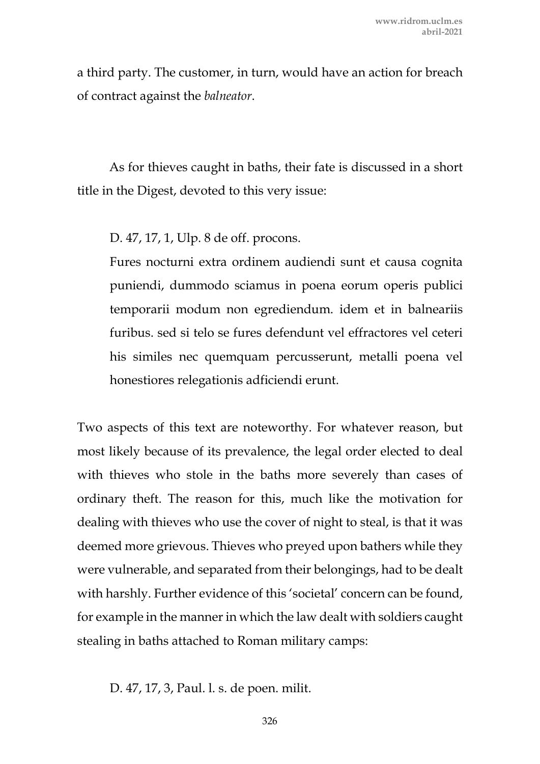a third party. The customer, in turn, would have an action for breach of contract against the *balneator*.

As for thieves caught in baths, their fate is discussed in a short title in the Digest, devoted to this very issue:

> D. 47, 17, 1, Ulp. 8 de off. procons.
>
> Fures nocturni extra ordinem audiendi sunt et causa cognita puniendi, dummodo sciamus in poena eorum operis publici temporarii modum non egrediendum. idem et in balneariis furibus. sed si telo se fures defendunt vel effractores vel ceteri his similes nec quemquam percusserunt, metalli poena vel honestiores relegationis adficiendi erunt.

Two aspects of this text are noteworthy. For whatever reason, but most likely because of its prevalence, the legal order elected to deal with thieves who stole in the baths more severely than cases of ordinary theft. The reason for this, much like the motivation for dealing with thieves who use the cover of night to steal, is that it was deemed more grievous. Thieves who preyed upon bathers while they were vulnerable, and separated from their belongings, had to be dealt with harshly. Further evidence of this 'societal' concern can be found, for example in the manner in which the law dealt with soldiers caught stealing in baths attached to Roman military camps:

> D. 47, 17, 3, Paul. l. s. de poen. milit.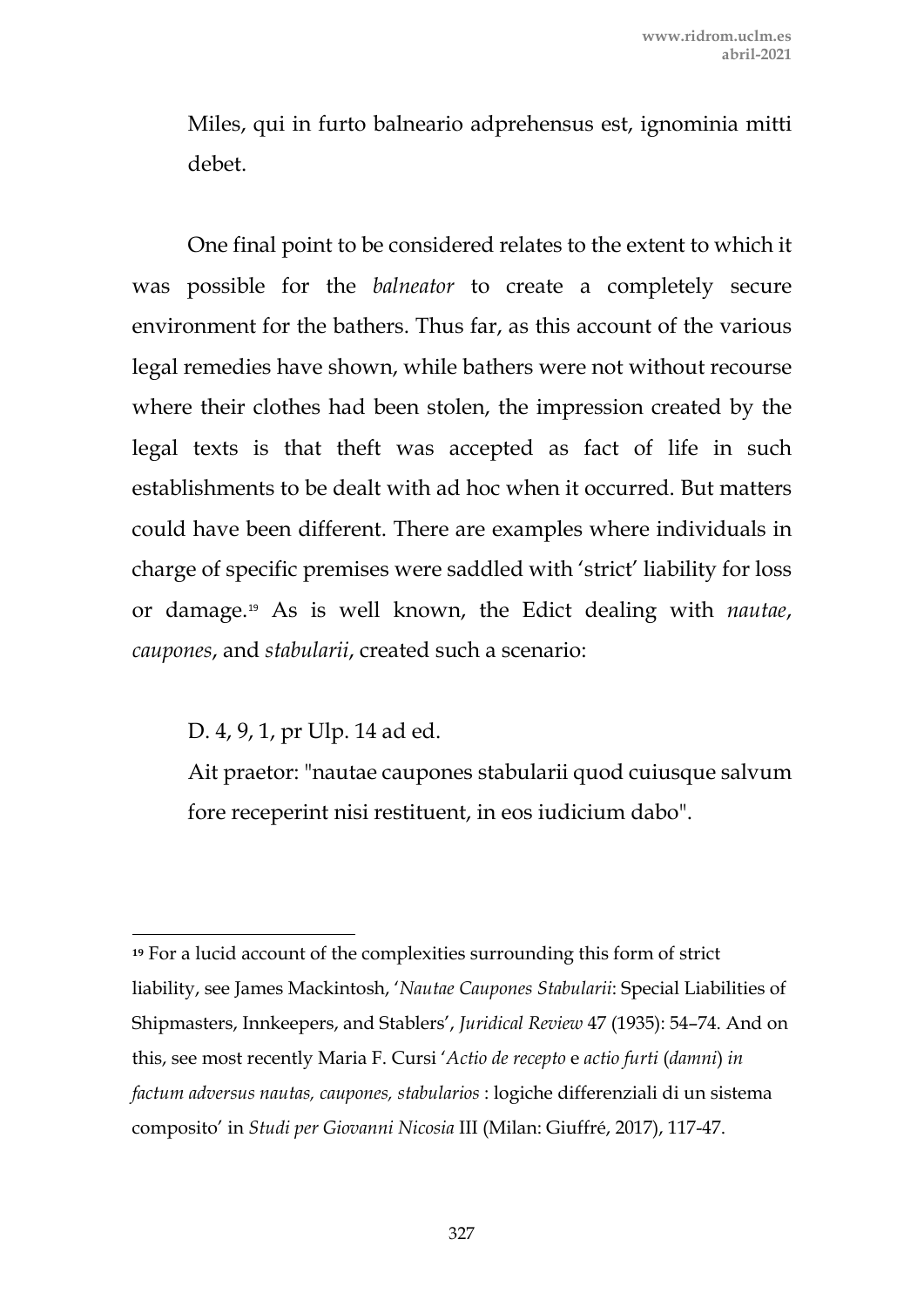Miles, qui in furto balneario adprehensus est, ignominia mitti debet.

One final point to be considered relates to the extent to which it was possible for the *balneator* to create a completely secure environment for the bathers. Thus far, as this account of the various legal remedies have shown, while bathers were not without recourse where their clothes had been stolen, the impression created by the legal texts is that theft was accepted as fact of life in such establishments to be dealt with ad hoc when it occurred. But matters could have been different. There are examples where individuals in charge of specific premises were saddled with 'strict' liability for loss or damage.[19] As is well known, the Edict dealing with *nautae*, *caupones*, and *stabularii*, created such a scenario:

D. 4, 9, 1, pr Ulp. 14 ad ed.

Ait praetor: "nautae caupones stabularii quod cuiusque salvum fore receperint nisi restituent, in eos iudicium dabo".

---

[19] For a lucid account of the complexities surrounding this form of strict liability, see James Mackintosh, '*Nautae Caupones Stabularii*: Special Liabilities of Shipmasters, Innkeepers, and Stablers', *Juridical Review* 47 (1935): 54–74. And on this, see most recently Maria F. Cursi '*Actio de recepto* e *actio furti* (*damni*) *in factum adversus nautas, caupones, stabularios* : logiche differenziali di un sistema composito' in *Studi per Giovanni Nicosia* III (Milan: Giuffré, 2017), 117-47.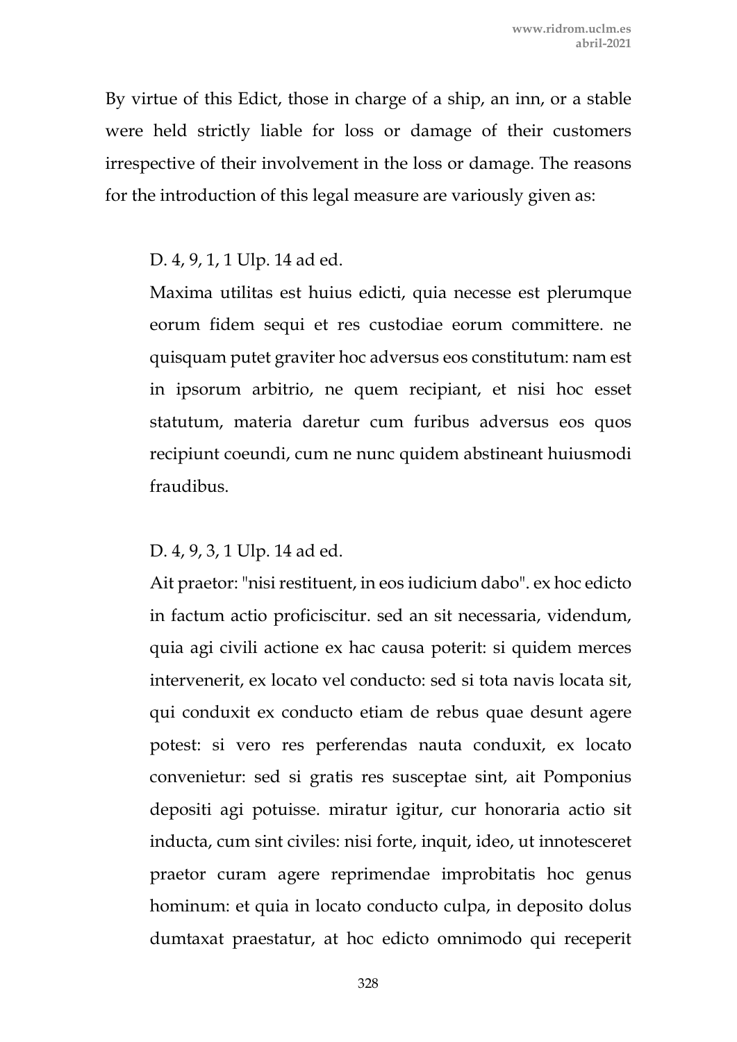By virtue of this Edict, those in charge of a ship, an inn, or a stable were held strictly liable for loss or damage of their customers irrespective of their involvement in the loss or damage. The reasons for the introduction of this legal measure are variously given as:

> D. 4, 9, 1, 1 Ulp. 14 ad ed.
>
> Maxima utilitas est huius edicti, quia necesse est plerumque eorum fidem sequi et res custodiae eorum committere. ne quisquam putet graviter hoc adversus eos constitutum: nam est in ipsorum arbitrio, ne quem recipiant, et nisi hoc esset statutum, materia daretur cum furibus adversus eos quos recipiunt coeundi, cum ne nunc quidem abstineant huiusmodi fraudibus.

> D. 4, 9, 3, 1 Ulp. 14 ad ed.
>
> Ait praetor: "nisi restituent, in eos iudicium dabo". ex hoc edicto in factum actio proficiscitur. sed an sit necessaria, videndum, quia agi civili actione ex hac causa poterit: si quidem merces intervenerit, ex locato vel conducto: sed si tota navis locata sit, qui conduxit ex conducto etiam de rebus quae desunt agere potest: si vero res perferendas nauta conduxit, ex locato convenietur: sed si gratis res susceptae sint, ait Pomponius depositi agi potuisse. miratur igitur, cur honoraria actio sit inducta, cum sint civiles: nisi forte, inquit, ideo, ut innotesceret praetor curam agere reprimendae improbitatis hoc genus hominum: et quia in locato conducto culpa, in deposito dolus dumtaxat praestatur, at hoc edicto omnimodo qui receperit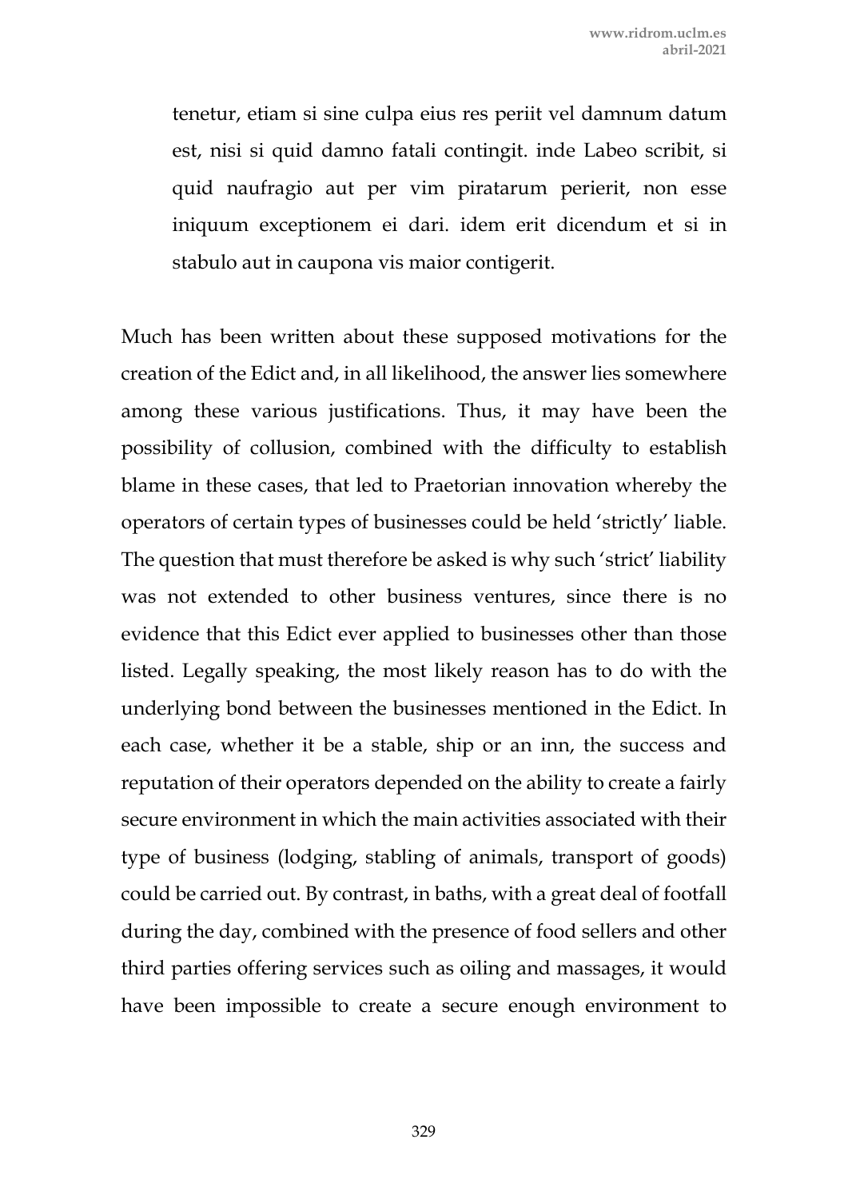> tenetur, etiam si sine culpa eius res periit vel damnum datum est, nisi si quid damno fatali contingit. inde Labeo scribit, si quid naufragio aut per vim piratarum perierit, non esse iniquum exceptionem ei dari. idem erit dicendum et si in stabulo aut in caupona vis maior contigerit.

Much has been written about these supposed motivations for the creation of the Edict and, in all likelihood, the answer lies somewhere among these various justifications. Thus, it may have been the possibility of collusion, combined with the difficulty to establish blame in these cases, that led to Praetorian innovation whereby the operators of certain types of businesses could be held 'strictly' liable. The question that must therefore be asked is why such 'strict' liability was not extended to other business ventures, since there is no evidence that this Edict ever applied to businesses other than those listed. Legally speaking, the most likely reason has to do with the underlying bond between the businesses mentioned in the Edict. In each case, whether it be a stable, ship or an inn, the success and reputation of their operators depended on the ability to create a fairly secure environment in which the main activities associated with their type of business (lodging, stabling of animals, transport of goods) could be carried out. By contrast, in baths, with a great deal of footfall during the day, combined with the presence of food sellers and other third parties offering services such as oiling and massages, it would have been impossible to create a secure enough environment to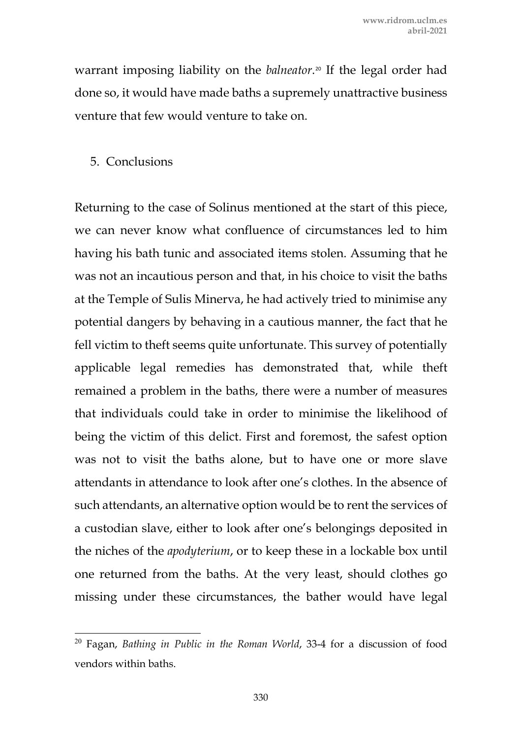warrant imposing liability on the *balneator*.[20] If the legal order had done so, it would have made baths a supremely unattractive business venture that few would venture to take on.

## 5. Conclusions

Returning to the case of Solinus mentioned at the start of this piece, we can never know what confluence of circumstances led to him having his bath tunic and associated items stolen. Assuming that he was not an incautious person and that, in his choice to visit the baths at the Temple of Sulis Minerva, he had actively tried to minimise any potential dangers by behaving in a cautious manner, the fact that he fell victim to theft seems quite unfortunate. This survey of potentially applicable legal remedies has demonstrated that, while theft remained a problem in the baths, there were a number of measures that individuals could take in order to minimise the likelihood of being the victim of this delict. First and foremost, the safest option was not to visit the baths alone, but to have one or more slave attendants in attendance to look after one's clothes. In the absence of such attendants, an alternative option would be to rent the services of a custodian slave, either to look after one's belongings deposited in the niches of the *apodyterium*, or to keep these in a lockable box until one returned from the baths. At the very least, should clothes go missing under these circumstances, the bather would have legal

---

[20] Fagan, *Bathing in Public in the Roman World*, 33-4 for a discussion of food vendors within baths.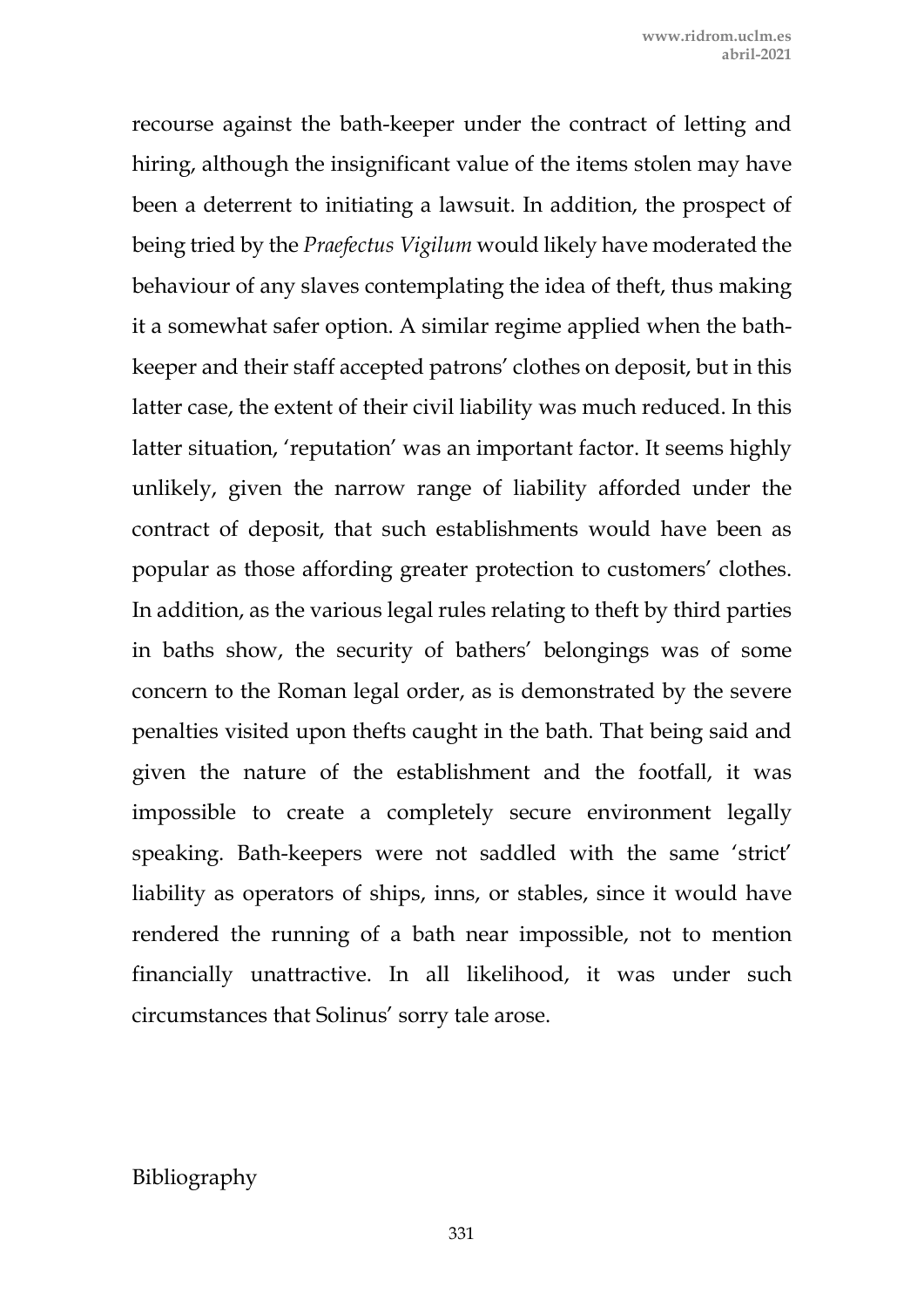recourse against the bath-keeper under the contract of letting and hiring, although the insignificant value of the items stolen may have been a deterrent to initiating a lawsuit. In addition, the prospect of being tried by the *Praefectus Vigilum* would likely have moderated the behaviour of any slaves contemplating the idea of theft, thus making it a somewhat safer option. A similar regime applied when the bath-keeper and their staff accepted patrons' clothes on deposit, but in this latter case, the extent of their civil liability was much reduced. In this latter situation, 'reputation' was an important factor. It seems highly unlikely, given the narrow range of liability afforded under the contract of deposit, that such establishments would have been as popular as those affording greater protection to customers' clothes. In addition, as the various legal rules relating to theft by third parties in baths show, the security of bathers' belongings was of some concern to the Roman legal order, as is demonstrated by the severe penalties visited upon thefts caught in the bath. That being said and given the nature of the establishment and the footfall, it was impossible to create a completely secure environment legally speaking. Bath-keepers were not saddled with the same 'strict' liability as operators of ships, inns, or stables, since it would have rendered the running of a bath near impossible, not to mention financially unattractive. In all likelihood, it was under such circumstances that Solinus' sorry tale arose.

Bibliography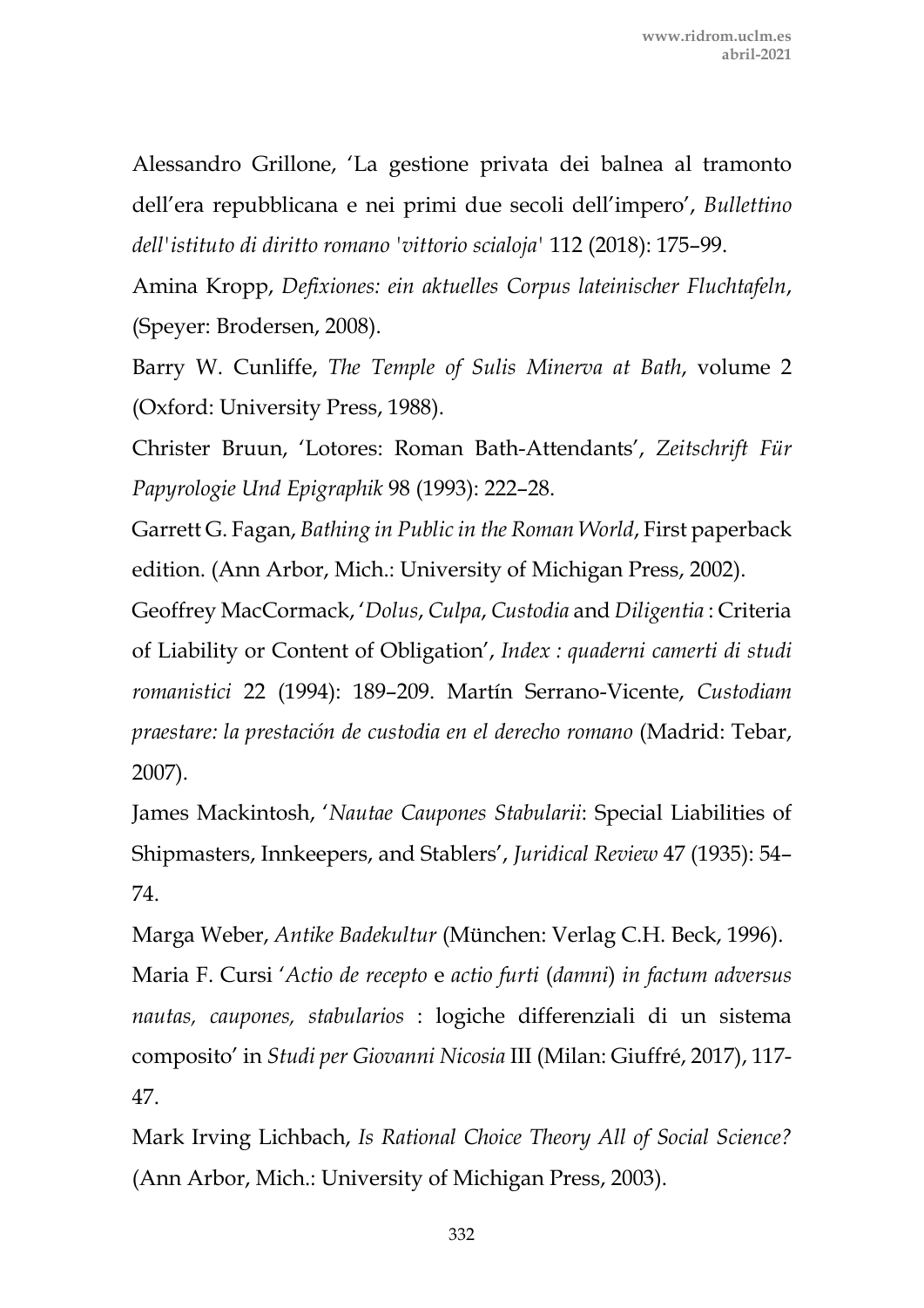Alessandro Grillone, 'La gestione privata dei balnea al tramonto dell'era repubblicana e nei primi due secoli dell'impero', *Bullettino dell'istituto di diritto romano 'vittorio scialoja'* 112 (2018): 175–99.

Amina Kropp, *Defixiones: ein aktuelles Corpus lateinischer Fluchtafeln*, (Speyer: Brodersen, 2008).

Barry W. Cunliffe, *The Temple of Sulis Minerva at Bath*, volume 2 (Oxford: University Press, 1988).

Christer Bruun, 'Lotores: Roman Bath-Attendants', *Zeitschrift Für Papyrologie Und Epigraphik* 98 (1993): 222–28.

Garrett G. Fagan, *Bathing in Public in the Roman World*, First paperback edition. (Ann Arbor, Mich.: University of Michigan Press, 2002).

Geoffrey MacCormack, '*Dolus*, *Culpa*, *Custodia* and *Diligentia* : Criteria of Liability or Content of Obligation', *Index : quaderni camerti di studi romanistici* 22 (1994): 189–209. Martín Serrano-Vicente, *Custodiam praestare: la prestación de custodia en el derecho romano* (Madrid: Tebar, 2007).

James Mackintosh, '*Nautae Caupones Stabularii*: Special Liabilities of Shipmasters, Innkeepers, and Stablers', *Juridical Review* 47 (1935): 54–74.

Marga Weber, *Antike Badekultur* (München: Verlag C.H. Beck, 1996).

Maria F. Cursi '*Actio de recepto* e *actio furti* (*damni*) *in factum adversus nautas, caupones, stabularios* : logiche differenziali di un sistema composito' in *Studi per Giovanni Nicosia* III (Milan: Giuffré, 2017), 117-47.

Mark Irving Lichbach, *Is Rational Choice Theory All of Social Science?* (Ann Arbor, Mich.: University of Michigan Press, 2003).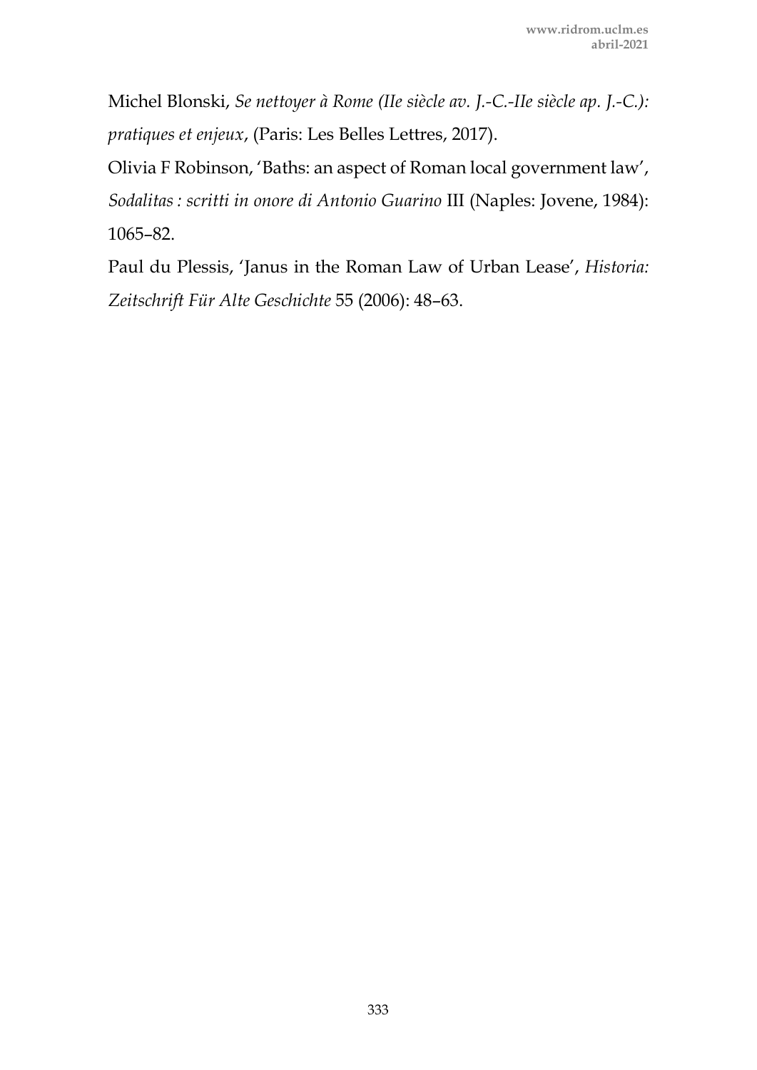Michel Blonski, *Se nettoyer à Rome (IIe siècle av. J.-C.-IIe siècle ap. J.-C.): pratiques et enjeux*, (Paris: Les Belles Lettres, 2017).

Olivia F Robinson, 'Baths: an aspect of Roman local government law', *Sodalitas : scritti in onore di Antonio Guarino* III (Naples: Jovene, 1984): 1065–82.

Paul du Plessis, 'Janus in the Roman Law of Urban Lease', *Historia: Zeitschrift Für Alte Geschichte* 55 (2006): 48–63.